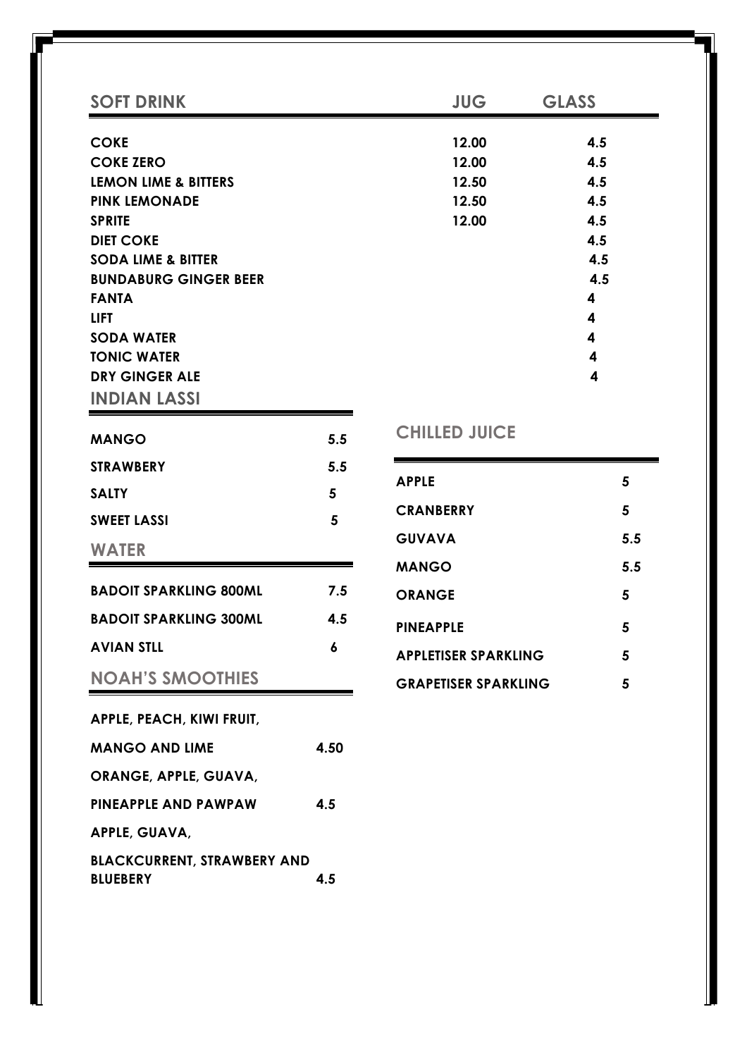## SOFT DRINK

| SOFT DRINK | JUG | GLASS |
|---|---|---|
| COKE | 12.00 | 4.5 |
| COKE ZERO | 12.00 | 4.5 |
| LEMON LIME & BITTERS | 12.50 | 4.5 |
| PINK LEMONADE | 12.50 | 4.5 |
| SPRITE | 12.00 | 4.5 |
| DIET COKE | | 4.5 |
| SODA LIME & BITTER | | 4.5 |
| BUNDABURG GINGER BEER | | 4.5 |
| FANTA | | 4 |
| LIFT | | 4 |
| SODA WATER | | 4 |
| TONIC WATER | | 4 |
| DRY GINGER ALE | | 4 |

## INDIAN LASSI

| | |
|---|---|
| MANGO | 5.5 |
| STRAWBERY | 5.5 |
| SALTY | 5 |
| SWEET LASSI | 5 |

## WATER

| | |
|---|---|
| BADOIT SPARKLING 800ML | 7.5 |
| BADOIT SPARKLING 300ML | 4.5 |
| AVIAN STLL | 6 |

## NOAH'S SMOOTHIES

| | |
|---|---|
| APPLE, PEACH, KIWI FRUIT, MANGO AND LIME | 4.50 |
| ORANGE, APPLE, GUAVA, PINEAPPLE AND PAWPAW | 4.5 |
| APPLE, GUAVA, BLACKCURRENT, STRAWBERY AND BLUEBERY | 4.5 |

## CHILLED JUICE

| | |
|---|---|
| APPLE | 5 |
| CRANBERRY | 5 |
| GUVAVA | 5.5 |
| MANGO | 5.5 |
| ORANGE | 5 |
| PINEAPPLE | 5 |
| APPLETISER SPARKLING | 5 |
| GRAPETISER SPARKLING | 5 |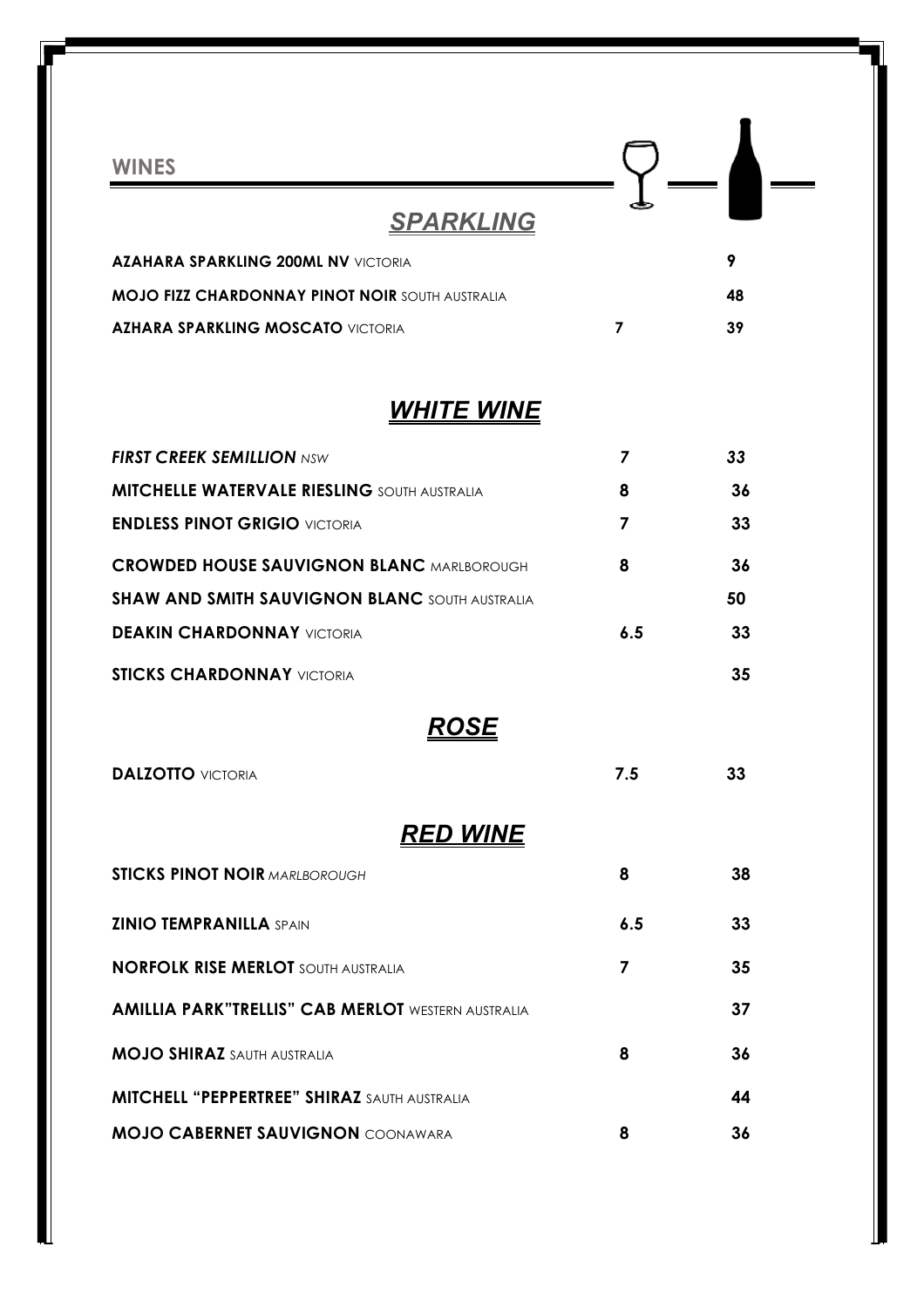## WINES

### *SPARKLING*

| Wine | Glass | Bottle |
|---|---|---|
| **AZAHARA SPARKLING 200ML NV** VICTORIA | | 9 |
| **MOJO FIZZ CHARDONNAY PINOT NOIR** SOUTH AUSTRALIA | | 48 |
| **AZHARA SPARKLING MOSCATO** VICTORIA | 7 | 39 |

### *WHITE WINE*

| Wine | Glass | Bottle |
|---|---|---|
| ***FIRST CREEK SEMILLION*** *NSW* | *7* | *33* |
| **MITCHELLE WATERVALE RIESLING** SOUTH AUSTRALIA | 8 | 36 |
| **ENDLESS PINOT GRIGIO** VICTORIA | 7 | 33 |
| **CROWDED HOUSE SAUVIGNON BLANC** MARLBOROUGH | 8 | 36 |
| **SHAW AND SMITH SAUVIGNON BLANC** SOUTH AUSTRALIA | | 50 |
| **DEAKIN CHARDONNAY** VICTORIA | 6.5 | 33 |
| **STICKS CHARDONNAY** VICTORIA | | 35 |

### *ROSE*

| Wine | Glass | Bottle |
|---|---|---|
| **DALZOTTO** VICTORIA | 7.5 | 33 |

### *RED WINE*

| Wine | Glass | Bottle |
|---|---|---|
| **STICKS PINOT NOIR** *MARLBOROUGH* | 8 | 38 |
| **ZINIO TEMPRANILLA** SPAIN | 6.5 | 33 |
| **NORFOLK RISE MERLOT** SOUTH AUSTRALIA | 7 | 35 |
| **AMILLIA PARK"TRELLIS" CAB MERLOT** WESTERN AUSTRALIA | | 37 |
| **MOJO SHIRAZ** SAUTH AUSTRALIA | 8 | 36 |
| **MITCHELL "PEPPERTREE" SHIRAZ** SAUTH AUSTRALIA | | 44 |
| **MOJO CABERNET SAUVIGNON** COONAWARA | 8 | 36 |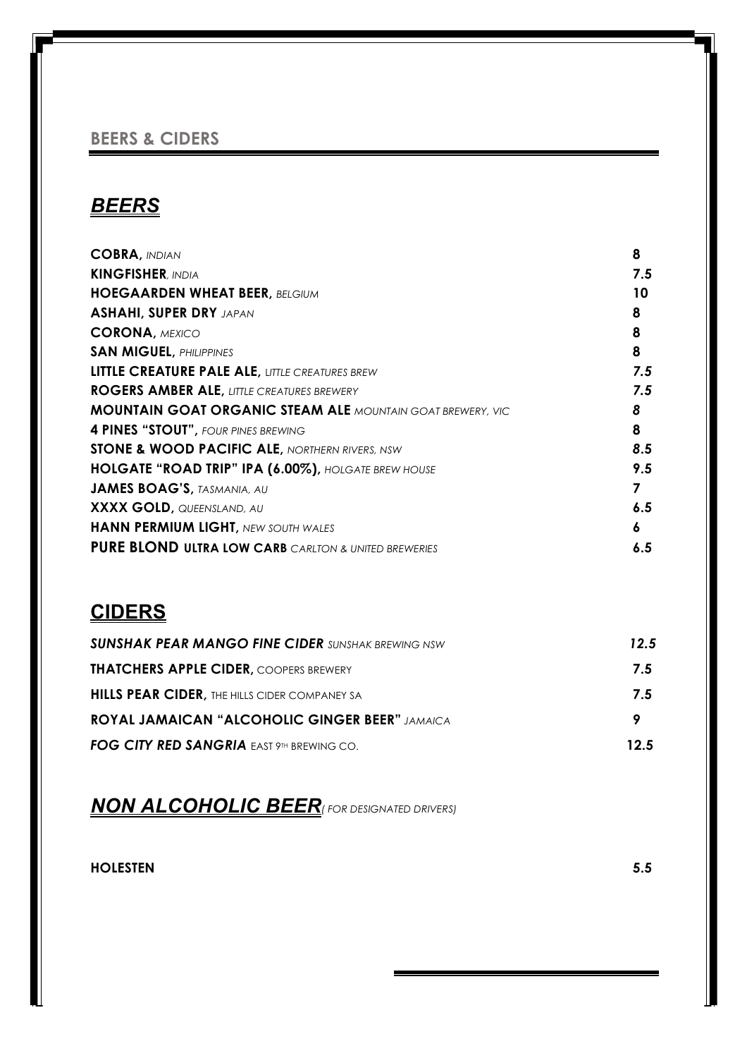## BEERS & CIDERS

# ***BEERS***

| | |
|---|---|
| **COBRA,** *INDIAN* | **8** |
| **KINGFISHER**, *INDIA* | **7.5** |
| **HOEGAARDEN WHEAT BEER,** *BELGIUM* | **10** |
| **ASHAHI, SUPER DRY** *JAPAN* | **8** |
| **CORONA,** *MEXICO* | **8** |
| **SAN MIGUEL,** *PHILIPPINES* | **8** |
| **LITTLE CREATURE PALE ALE,** *LITTLE CREATURES BREW* | ***7.5*** |
| **ROGERS AMBER ALE,** *LITTLE CREATURES BREWERY* | ***7.5*** |
| **MOUNTAIN GOAT ORGANIC STEAM ALE** *MOUNTAIN GOAT BREWERY, VIC* | ***8*** |
| **4 PINES "STOUT",** *FOUR PINES BREWING* | **8** |
| **STONE & WOOD PACIFIC ALE,** *NORTHERN RIVERS, NSW* | ***8.5*** |
| **HOLGATE "ROAD TRIP" IPA (6.00%),** *HOLGATE BREW HOUSE* | **9.5** |
| **JAMES BOAG'S,** *TASMANIA, AU* | **7** |
| **XXXX GOLD,** *QUEENSLAND, AU* | **6.5** |
| **HANN PERMIUM LIGHT,** *NEW SOUTH WALES* | **6** |
| **PURE BLOND ULTRA LOW CARB** *CARLTON & UNITED BREWERIES* | **6.5** |

# **CIDERS**

| | |
|---|---|
| ***SUNSHAK PEAR MANGO FINE CIDER*** *SUNSHAK BREWING NSW* | ***12.5*** |
| **THATCHERS APPLE CIDER,** COOPERS BREWERY | **7.5** |
| **HILLS PEAR CIDER,** THE HILLS CIDER COMPANEY SA | **7.5** |
| **ROYAL JAMAICAN "ALCOHOLIC GINGER BEER"** *JAMAICA* | **9** |
| ***FOG CITY RED SANGRIA*** EAST 9TH BREWING CO. | **12.5** |

# ***NON ALCOHOLIC BEER*** *( FOR DESIGNATED DRIVERS)*

| | |
|---|---|
| **HOLESTEN** | ***5.5*** |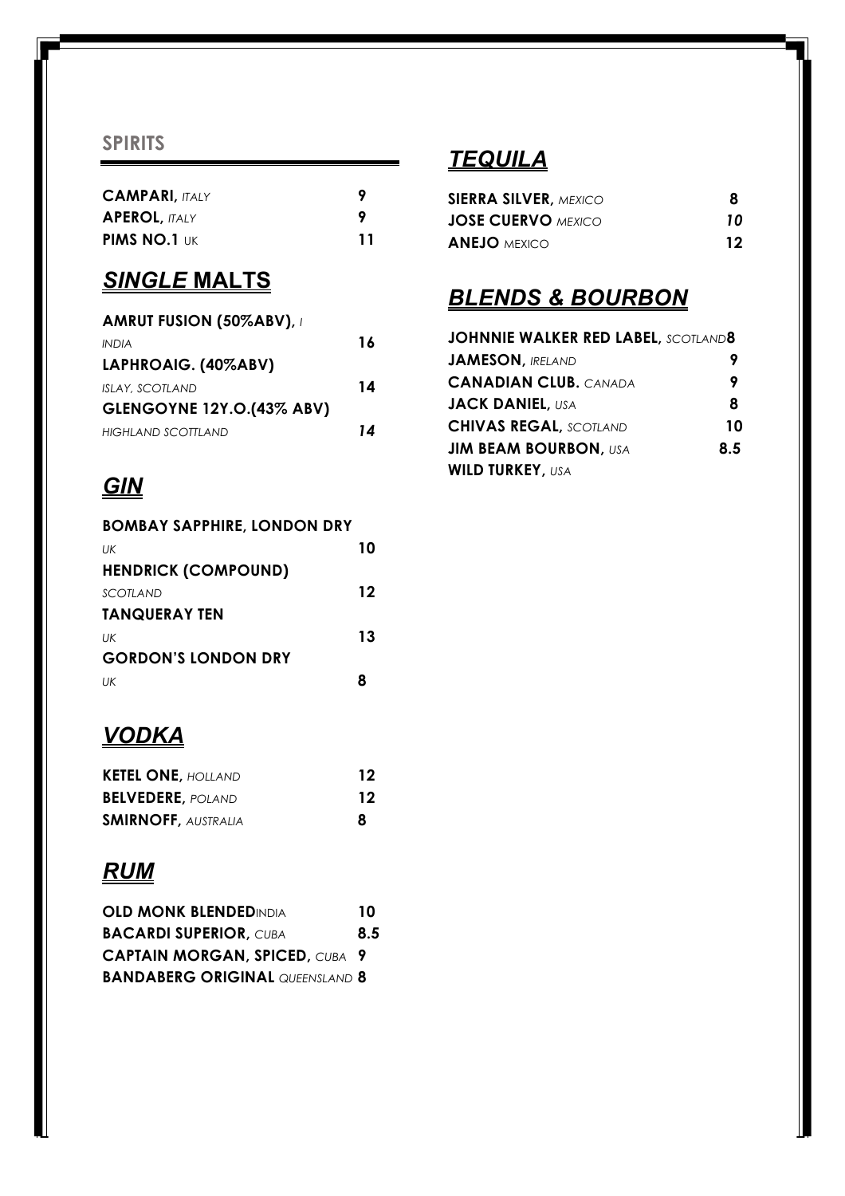## SPIRITS

**CAMPARI,** *ITALY* 9
**APEROL,** *ITALY* 9
**PIMS NO.1** UK 11

## *SINGLE* MALTS

**AMRUT FUSION (50%ABV),** *I*
*INDIA* 16
**LAPHROAIG. (40%ABV)**
*ISLAY, SCOTLAND* 14
**GLENGOYNE 12Y.O.(43% ABV)**
*HIGHLAND SCOTTLAND* *14*

## *GIN*

**BOMBAY SAPPHIRE, LONDON DRY**
*UK* 10
**HENDRICK (COMPOUND)**
*SCOTLAND* 12
**TANQUERAY TEN**
*UK* 13
**GORDON'S LONDON DRY**
*UK* 8

## *VODKA*

**KETEL ONE,** *HOLLAND* 12
**BELVEDERE,** *POLAND* 12
**SMIRNOFF,** *AUSTRALIA* 8

## *RUM*

**OLD MONK BLENDED**INDIA 10
**BACARDI SUPERIOR,** *CUBA* 8.5
**CAPTAIN MORGAN, SPICED,** *CUBA* 9
**BANDABERG ORIGINAL** *QUEENSLAND* 8

## *TEQUILA*

**SIERRA SILVER,** *MEXICO* 8
**JOSE CUERVO** *MEXICO* *10*
**ANEJO** MEXICO 12

## *BLENDS & BOURBON*

**JOHNNIE WALKER RED LABEL,** *SCOTLAND***8**
**JAMESON,** *IRELAND* 9
**CANADIAN CLUB.** *CANADA* 9
**JACK DANIEL,** *USA* 8
**CHIVAS REGAL,** *SCOTLAND* 10
**JIM BEAM BOURBON,** *USA* 8.5
**WILD TURKEY,** *USA*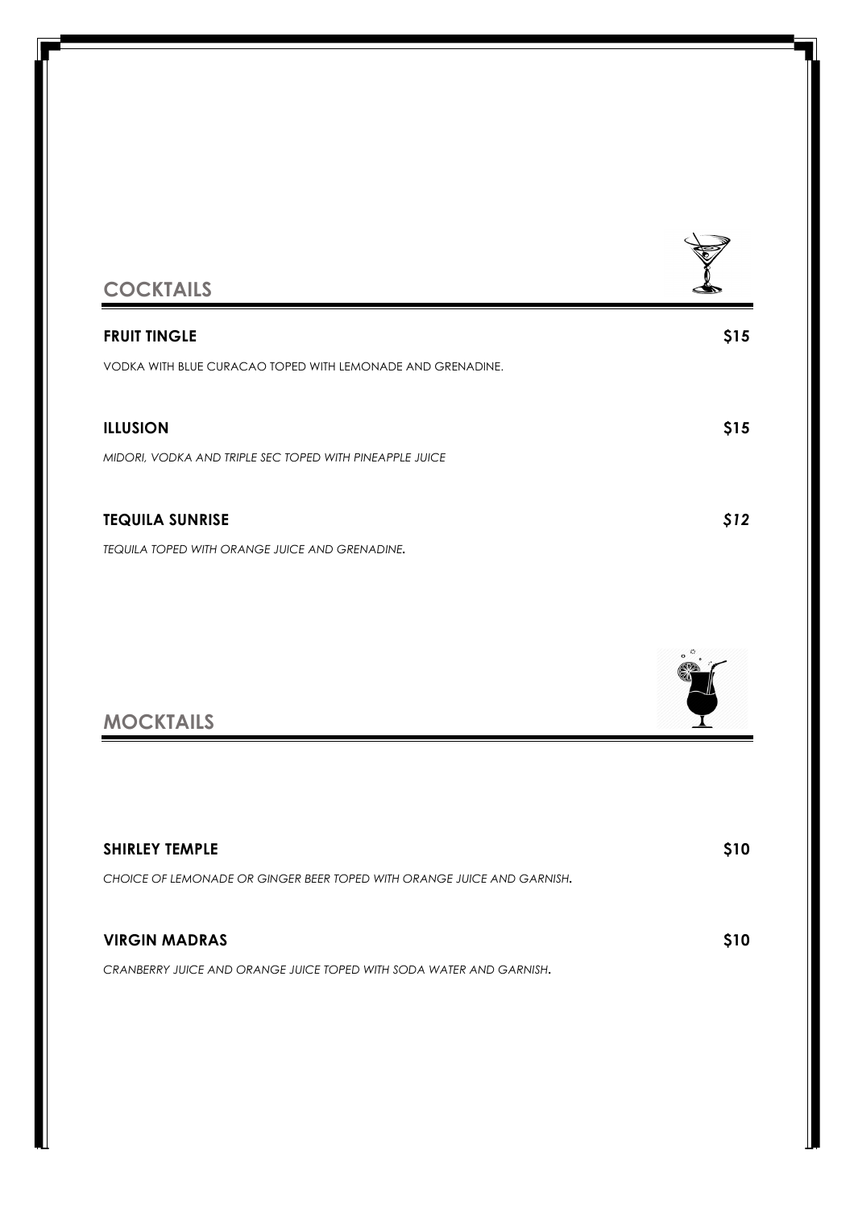## COCKTAILS

**FRUIT TINGLE** **$15**

VODKA WITH BLUE CURACAO TOPED WITH LEMONADE AND GRENADINE.

**ILLUSION** **$15**

*MIDORI, VODKA AND TRIPLE SEC TOPED WITH PINEAPPLE JUICE*

**TEQUILA SUNRISE** ***$12***

*TEQUILA TOPED WITH ORANGE JUICE AND GRENADINE.*

## MOCKTAILS

**SHIRLEY TEMPLE** **$10**

*CHOICE OF LEMONADE OR GINGER BEER TOPED WITH ORANGE JUICE AND GARNISH.*

**VIRGIN MADRAS** **$10**

*CRANBERRY JUICE AND ORANGE JUICE TOPED WITH SODA WATER AND GARNISH.*